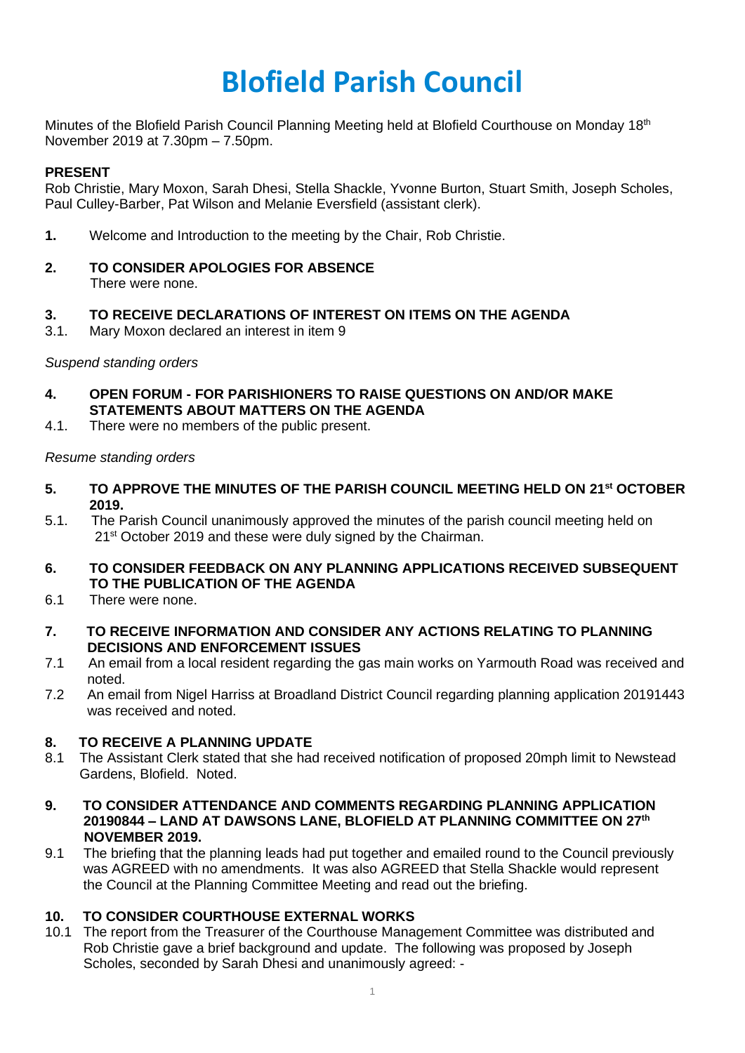# Blofield Parish Council

Minutes of the Blofield Parish Council Planning Meeting held at Blofield Courthouse on Monday 18th November 2019 at 7.30pm – 7.50pm.

**PRESENT**

Rob Christie, Mary Moxon, Sarah Dhesi, Stella Shackle, Yvonne Burton, Stuart Smith, Joseph Scholes, Paul Culley-Barber, Pat Wilson and Melanie Eversfield (assistant clerk).

**1.** Welcome and Introduction to the meeting by the Chair, Rob Christie.

**2. TO CONSIDER APOLOGIES FOR ABSENCE**

There were none.

**3. TO RECEIVE DECLARATIONS OF INTEREST ON ITEMS ON THE AGENDA**

3.1. Mary Moxon declared an interest in item 9

*Suspend standing orders*

**4. OPEN FORUM - FOR PARISHIONERS TO RAISE QUESTIONS ON AND/OR MAKE STATEMENTS ABOUT MATTERS ON THE AGENDA**

4.1. There were no members of the public present.

*Resume standing orders*

**5. TO APPROVE THE MINUTES OF THE PARISH COUNCIL MEETING HELD ON 21st OCTOBER 2019.**

5.1. The Parish Council unanimously approved the minutes of the parish council meeting held on 21st October 2019 and these were duly signed by the Chairman.

**6. TO CONSIDER FEEDBACK ON ANY PLANNING APPLICATIONS RECEIVED SUBSEQUENT TO THE PUBLICATION OF THE AGENDA**

6.1 There were none.

**7. TO RECEIVE INFORMATION AND CONSIDER ANY ACTIONS RELATING TO PLANNING DECISIONS AND ENFORCEMENT ISSUES**

7.1 An email from a local resident regarding the gas main works on Yarmouth Road was received and noted.

7.2 An email from Nigel Harriss at Broadland District Council regarding planning application 20191443 was received and noted.

**8. TO RECEIVE A PLANNING UPDATE**

8.1 The Assistant Clerk stated that she had received notification of proposed 20mph limit to Newstead Gardens, Blofield. Noted.

**9. TO CONSIDER ATTENDANCE AND COMMENTS REGARDING PLANNING APPLICATION 20190844 – LAND AT DAWSONS LANE, BLOFIELD AT PLANNING COMMITTEE ON 27th NOVEMBER 2019.**

9.1 The briefing that the planning leads had put together and emailed round to the Council previously was AGREED with no amendments. It was also AGREED that Stella Shackle would represent the Council at the Planning Committee Meeting and read out the briefing.

**10. TO CONSIDER COURTHOUSE EXTERNAL WORKS**

10.1 The report from the Treasurer of the Courthouse Management Committee was distributed and Rob Christie gave a brief background and update. The following was proposed by Joseph Scholes, seconded by Sarah Dhesi and unanimously agreed: -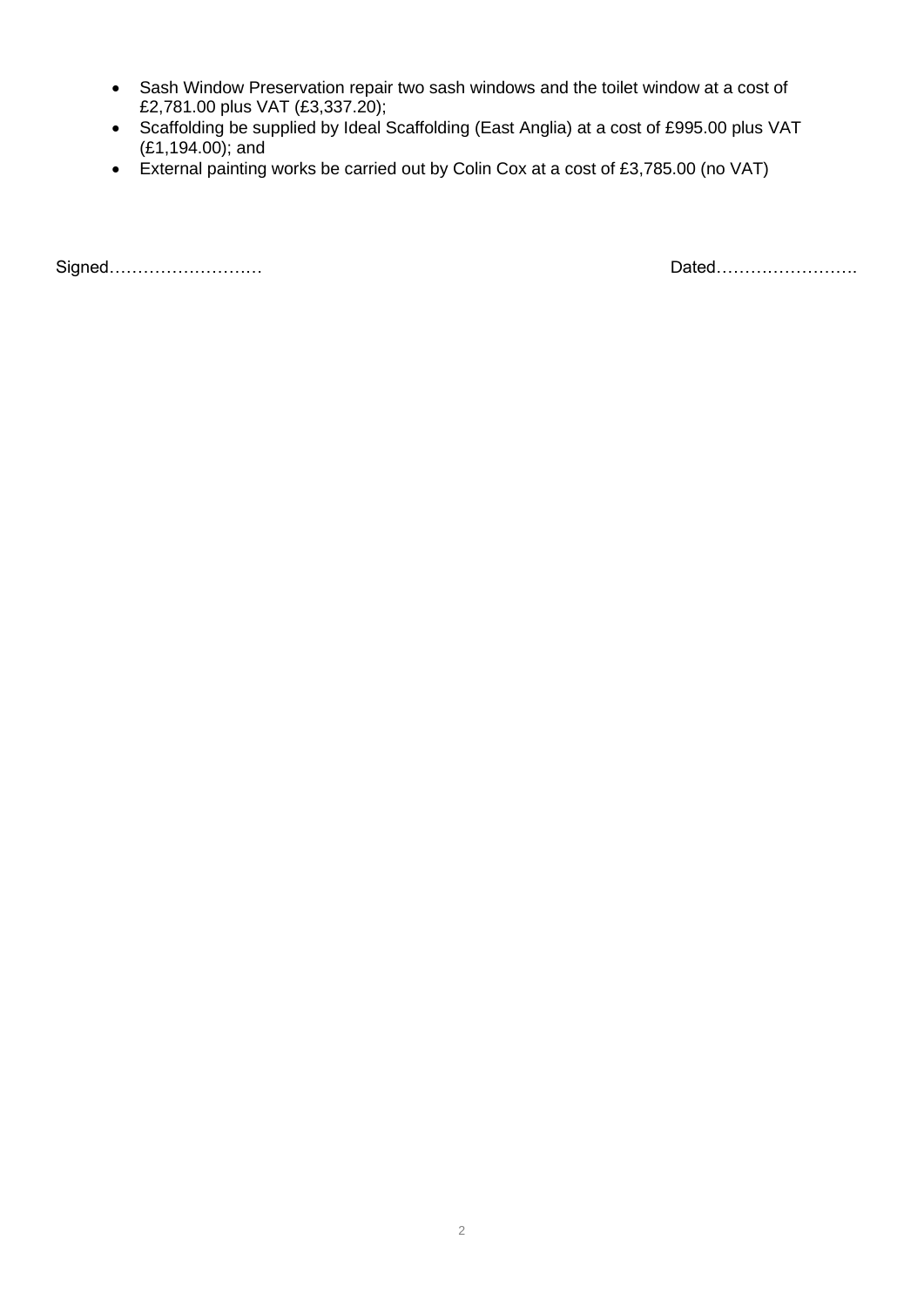- Sash Window Preservation repair two sash windows and the toilet window at a cost of £2,781.00 plus VAT (£3,337.20);
- Scaffolding be supplied by Ideal Scaffolding (East Anglia) at a cost of £995.00 plus VAT (£1,194.00); and
- External painting works be carried out by Colin Cox at a cost of £3,785.00 (no VAT)

Signed……………………… Dated…………………….